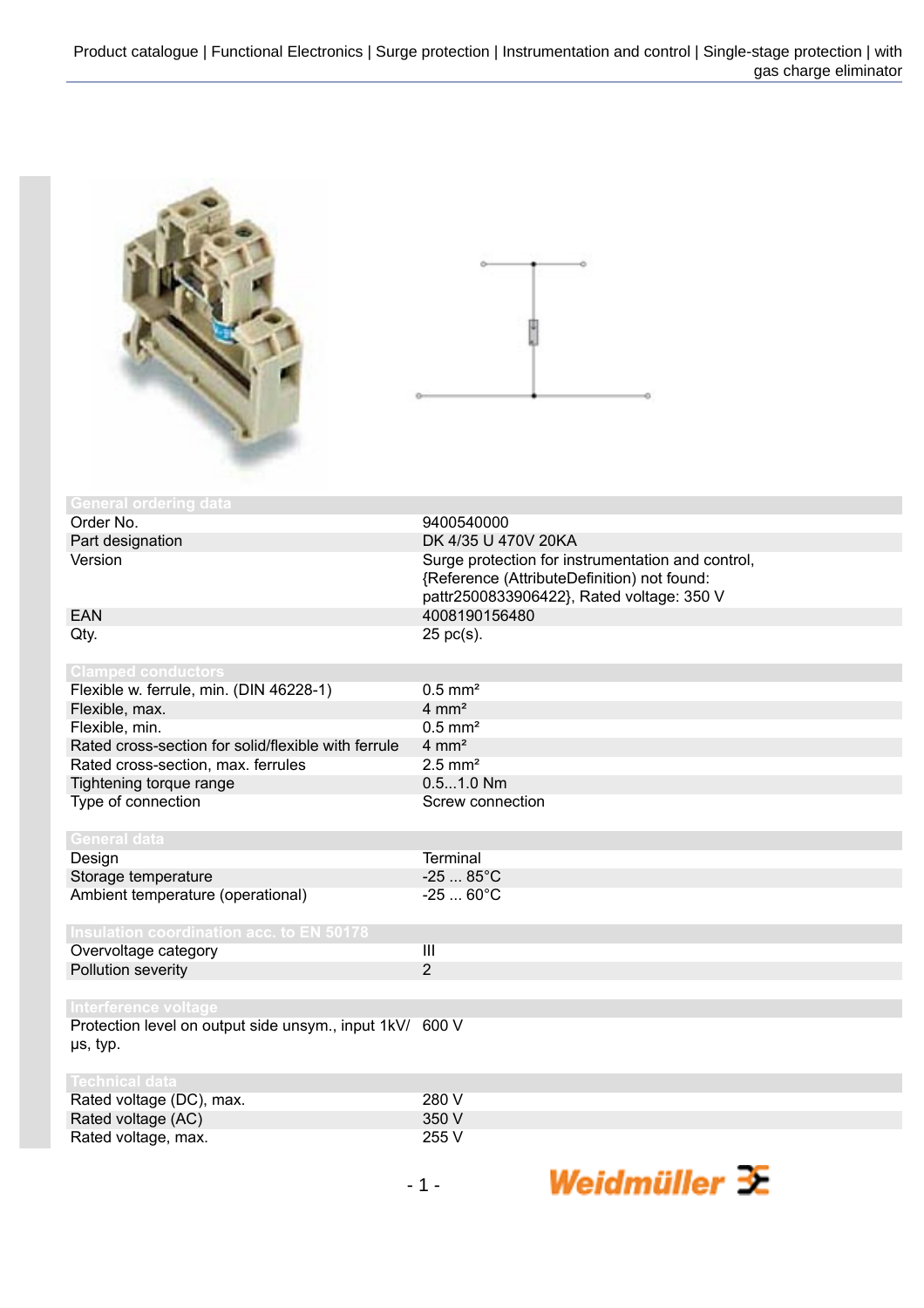Product catalogue | Functional Electronics | Surge protection | Instrumentation and control | Single-stage protection | with gas charge eliminator

## General ordering data

| | |
|---|---|
| Order No. | 9400540000 |
| Part designation | DK 4/35 U 470V 20KA |
| Version | Surge protection for instrumentation and control, {Reference (AttributeDefinition) not found: pattr2500833906422}, Rated voltage: 350 V |
| EAN | 4008190156480 |
| Qty. | 25 pc(s). |

## Clamped conductors

| | |
|---|---|
| Flexible w. ferrule, min. (DIN 46228-1) | 0.5 mm² |
| Flexible, max. | 4 mm² |
| Flexible, min. | 0.5 mm² |
| Rated cross-section for solid/flexible with ferrule | 4 mm² |
| Rated cross-section, max. ferrules | 2.5 mm² |
| Tightening torque range | 0.5...1.0 Nm |
| Type of connection | Screw connection |

## General data

| | |
|---|---|
| Design | Terminal |
| Storage temperature | -25 ... 85°C |
| Ambient temperature (operational) | -25 ... 60°C |

## Insulation coordination acc. to EN 50178

| | |
|---|---|
| Overvoltage category | III |
| Pollution severity | 2 |

## Interference voltage

| | |
|---|---|
| Protection level on output side unsym., input 1kV/µs, typ. | 600 V |

## Technical data

| | |
|---|---|
| Rated voltage (DC), max. | 280 V |
| Rated voltage (AC) | 350 V |
| Rated voltage, max. | 255 V |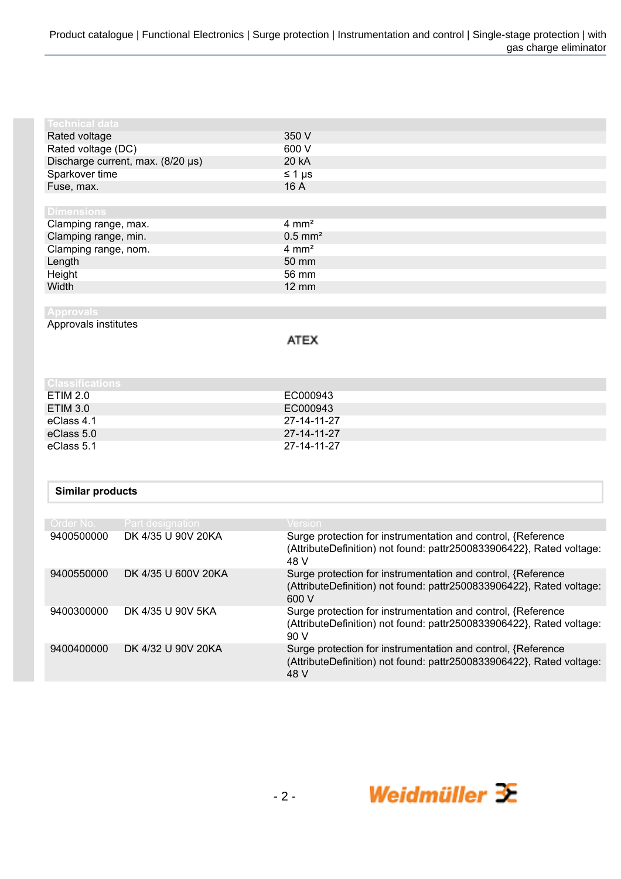## Technical data

| | |
|---|---|
| Rated voltage | 350 V |
| Rated voltage (DC) | 600 V |
| Discharge current, max. (8/20 μs) | 20 kA |
| Sparkover time | ≤ 1 μs |
| Fuse, max. | 16 A |

## Dimensions

| | |
|---|---|
| Clamping range, max. | 4 mm² |
| Clamping range, min. | 0.5 mm² |
| Clamping range, nom. | 4 mm² |
| Length | 50 mm |
| Height | 56 mm |
| Width | 12 mm |

## Approvals

| | |
|---|---|
| Approvals institutes | ATEX |

## Classifications

| | |
|---|---|
| ETIM 2.0 | EC000943 |
| ETIM 3.0 | EC000943 |
| eClass 4.1 | 27-14-11-27 |
| eClass 5.0 | 27-14-11-27 |
| eClass 5.1 | 27-14-11-27 |

## Similar products

| Order No. | Part designation | Version |
|---|---|---|
| 9400500000 | DK 4/35 U 90V 20KA | Surge protection for instrumentation and control, {Reference (AttributeDefinition) not found: pattr2500833906422}, Rated voltage: 48 V |
| 9400550000 | DK 4/35 U 600V 20KA | Surge protection for instrumentation and control, {Reference (AttributeDefinition) not found: pattr2500833906422}, Rated voltage: 600 V |
| 9400300000 | DK 4/35 U 90V 5KA | Surge protection for instrumentation and control, {Reference (AttributeDefinition) not found: pattr2500833906422}, Rated voltage: 90 V |
| 9400400000 | DK 4/32 U 90V 20KA | Surge protection for instrumentation and control, {Reference (AttributeDefinition) not found: pattr2500833906422}, Rated voltage: 48 V |